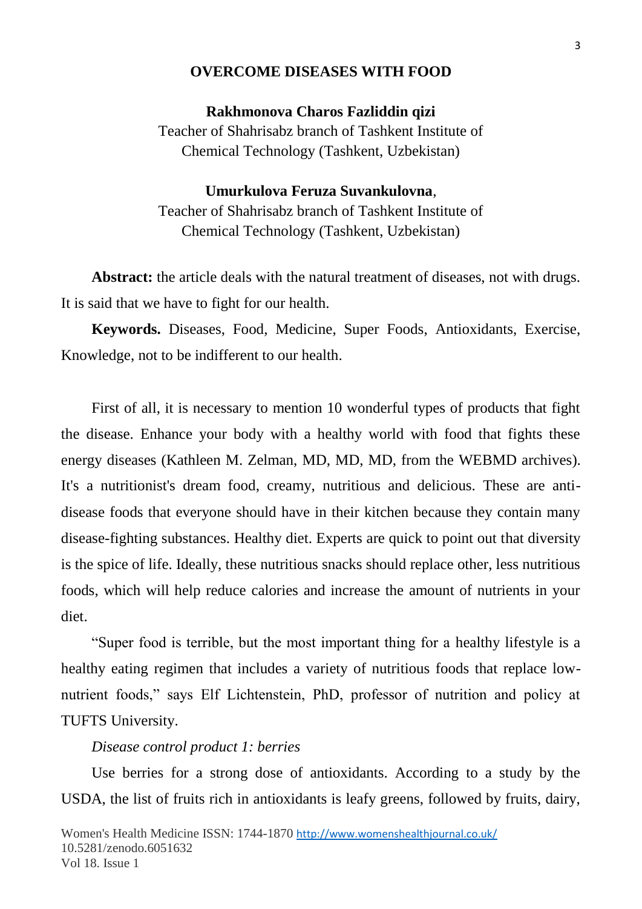# OVERCOME DISEASES WITH FOOD

**Rakhmonova Charos Fazliddin qizi**
Teacher of Shahrisabz branch of Tashkent Institute of Chemical Technology (Tashkent, Uzbekistan)

**Umurkulova Feruza Suvankulovna**,
Teacher of Shahrisabz branch of Tashkent Institute of Chemical Technology (Tashkent, Uzbekistan)

**Abstract:** the article deals with the natural treatment of diseases, not with drugs. It is said that we have to fight for our health.

**Keywords.** Diseases, Food, Medicine, Super Foods, Antioxidants, Exercise, Knowledge, not to be indifferent to our health.

First of all, it is necessary to mention 10 wonderful types of products that fight the disease. Enhance your body with a healthy world with food that fights these energy diseases (Kathleen M. Zelman, MD, MD, MD, from the WEBMD archives). It's a nutritionist's dream food, creamy, nutritious and delicious. These are anti-disease foods that everyone should have in their kitchen because they contain many disease-fighting substances. Healthy diet. Experts are quick to point out that diversity is the spice of life. Ideally, these nutritious snacks should replace other, less nutritious foods, which will help reduce calories and increase the amount of nutrients in your diet.

"Super food is terrible, but the most important thing for a healthy lifestyle is a healthy eating regimen that includes a variety of nutritious foods that replace low-nutrient foods," says Elf Lichtenstein, PhD, professor of nutrition and policy at TUFTS University.

*Disease control product 1: berries*

Use berries for a strong dose of antioxidants. According to a study by the USDA, the list of fruits rich in antioxidants is leafy greens, followed by fruits, dairy,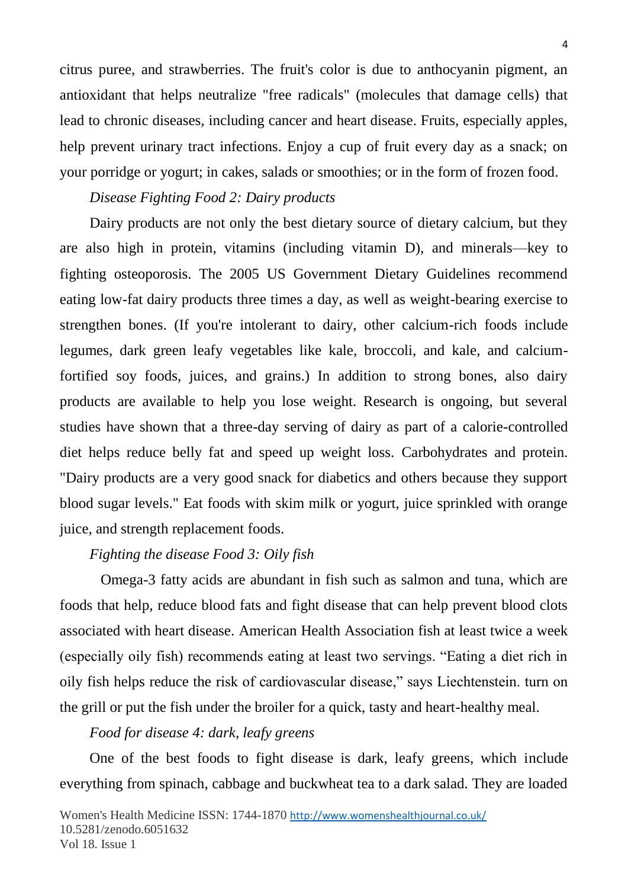citrus puree, and strawberries. The fruit's color is due to anthocyanin pigment, an antioxidant that helps neutralize "free radicals" (molecules that damage cells) that lead to chronic diseases, including cancer and heart disease. Fruits, especially apples, help prevent urinary tract infections. Enjoy a cup of fruit every day as a snack; on your porridge or yogurt; in cakes, salads or smoothies; or in the form of frozen food.

*Disease Fighting Food 2: Dairy products*

Dairy products are not only the best dietary source of dietary calcium, but they are also high in protein, vitamins (including vitamin D), and minerals—key to fighting osteoporosis. The 2005 US Government Dietary Guidelines recommend eating low-fat dairy products three times a day, as well as weight-bearing exercise to strengthen bones. (If you're intolerant to dairy, other calcium-rich foods include legumes, dark green leafy vegetables like kale, broccoli, and kale, and calcium-fortified soy foods, juices, and grains.) In addition to strong bones, also dairy products are available to help you lose weight. Research is ongoing, but several studies have shown that a three-day serving of dairy as part of a calorie-controlled diet helps reduce belly fat and speed up weight loss. Carbohydrates and protein. "Dairy products are a very good snack for diabetics and others because they support blood sugar levels." Eat foods with skim milk or yogurt, juice sprinkled with orange juice, and strength replacement foods.

*Fighting the disease Food 3: Oily fish*

Omega-3 fatty acids are abundant in fish such as salmon and tuna, which are foods that help, reduce blood fats and fight disease that can help prevent blood clots associated with heart disease. American Health Association fish at least twice a week (especially oily fish) recommends eating at least two servings. "Eating a diet rich in oily fish helps reduce the risk of cardiovascular disease," says Liechtenstein. turn on the grill or put the fish under the broiler for a quick, tasty and heart-healthy meal.

*Food for disease 4: dark, leafy greens*

One of the best foods to fight disease is dark, leafy greens, which include everything from spinach, cabbage and buckwheat tea to a dark salad. They are loaded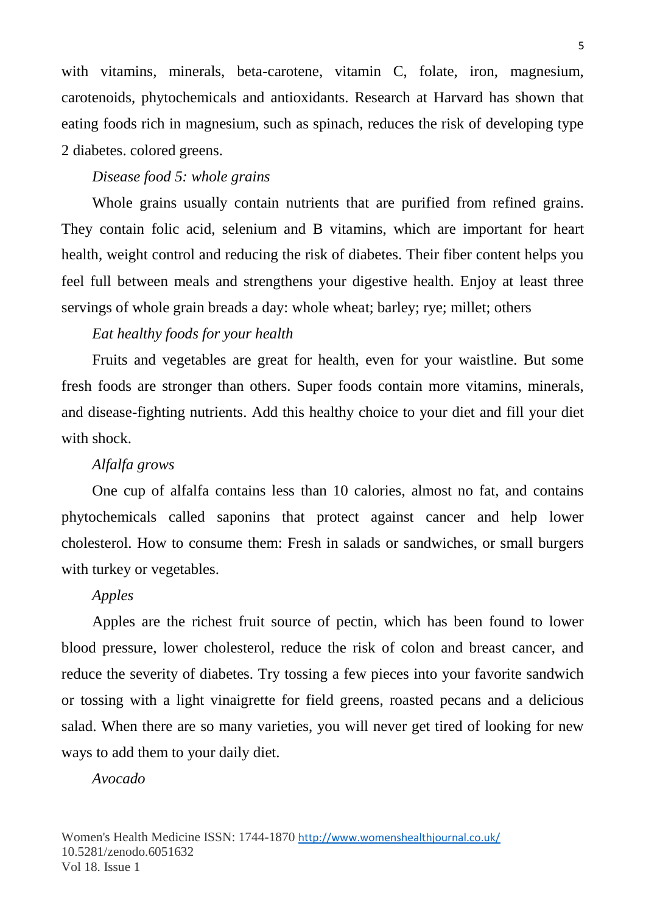with vitamins, minerals, beta-carotene, vitamin C, folate, iron, magnesium, carotenoids, phytochemicals and antioxidants. Research at Harvard has shown that eating foods rich in magnesium, such as spinach, reduces the risk of developing type 2 diabetes. colored greens.

*Disease food 5: whole grains*

Whole grains usually contain nutrients that are purified from refined grains. They contain folic acid, selenium and B vitamins, which are important for heart health, weight control and reducing the risk of diabetes. Their fiber content helps you feel full between meals and strengthens your digestive health. Enjoy at least three servings of whole grain breads a day: whole wheat; barley; rye; millet; others

*Eat healthy foods for your health*

Fruits and vegetables are great for health, even for your waistline. But some fresh foods are stronger than others. Super foods contain more vitamins, minerals, and disease-fighting nutrients. Add this healthy choice to your diet and fill your diet with shock.

*Alfalfa grows*

One cup of alfalfa contains less than 10 calories, almost no fat, and contains phytochemicals called saponins that protect against cancer and help lower cholesterol. How to consume them: Fresh in salads or sandwiches, or small burgers with turkey or vegetables.

*Apples*

Apples are the richest fruit source of pectin, which has been found to lower blood pressure, lower cholesterol, reduce the risk of colon and breast cancer, and reduce the severity of diabetes. Try tossing a few pieces into your favorite sandwich or tossing with a light vinaigrette for field greens, roasted pecans and a delicious salad. When there are so many varieties, you will never get tired of looking for new ways to add them to your daily diet.

*Avocado*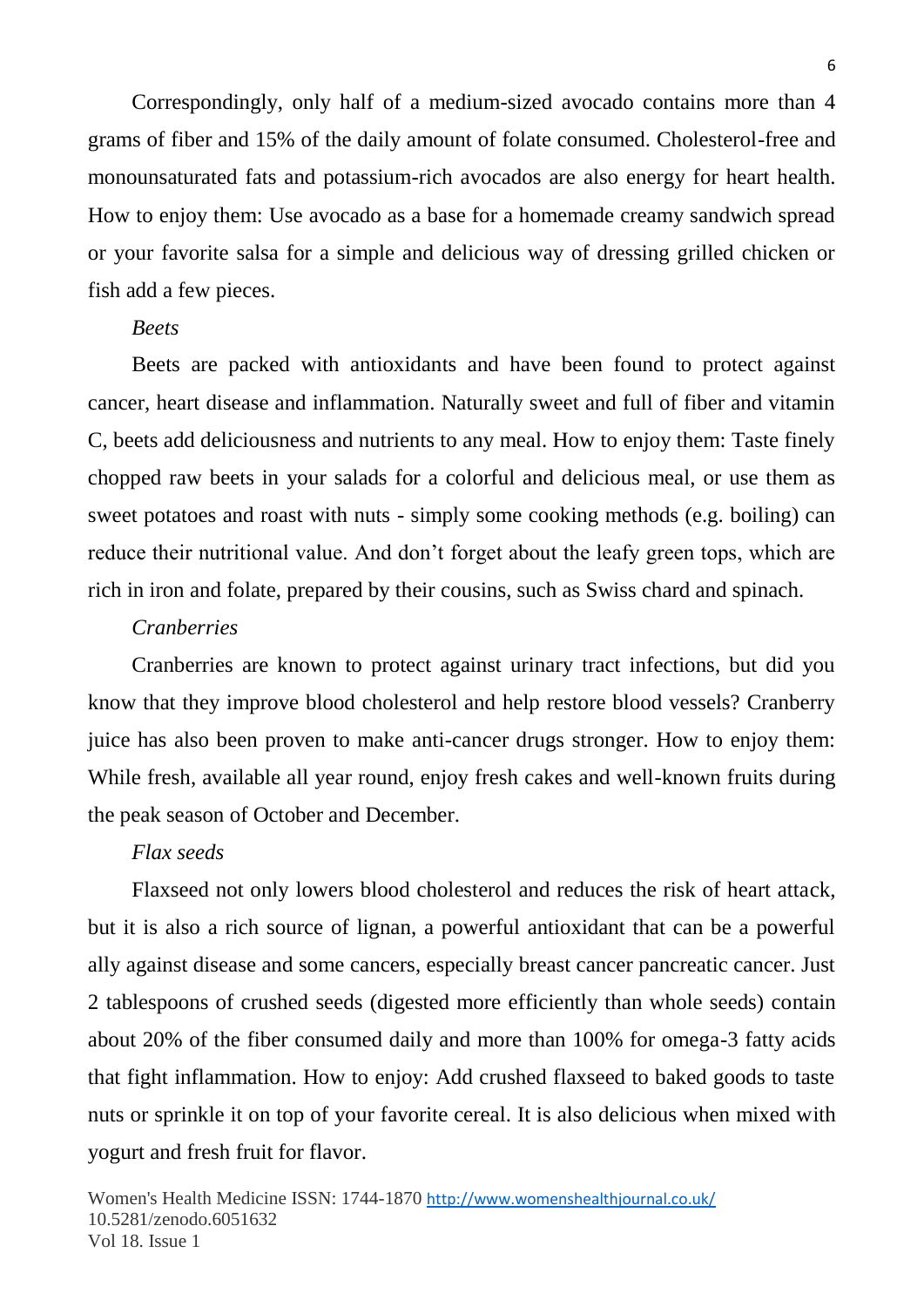Correspondingly, only half of a medium-sized avocado contains more than 4 grams of fiber and 15% of the daily amount of folate consumed. Cholesterol-free and monounsaturated fats and potassium-rich avocados are also energy for heart health. How to enjoy them: Use avocado as a base for a homemade creamy sandwich spread or your favorite salsa for a simple and delicious way of dressing grilled chicken or fish add a few pieces.

*Beets*

Beets are packed with antioxidants and have been found to protect against cancer, heart disease and inflammation. Naturally sweet and full of fiber and vitamin C, beets add deliciousness and nutrients to any meal. How to enjoy them: Taste finely chopped raw beets in your salads for a colorful and delicious meal, or use them as sweet potatoes and roast with nuts - simply some cooking methods (e.g. boiling) can reduce their nutritional value. And don't forget about the leafy green tops, which are rich in iron and folate, prepared by their cousins, such as Swiss chard and spinach.

*Cranberries*

Cranberries are known to protect against urinary tract infections, but did you know that they improve blood cholesterol and help restore blood vessels? Cranberry juice has also been proven to make anti-cancer drugs stronger. How to enjoy them: While fresh, available all year round, enjoy fresh cakes and well-known fruits during the peak season of October and December.

*Flax seeds*

Flaxseed not only lowers blood cholesterol and reduces the risk of heart attack, but it is also a rich source of lignan, a powerful antioxidant that can be a powerful ally against disease and some cancers, especially breast cancer pancreatic cancer. Just 2 tablespoons of crushed seeds (digested more efficiently than whole seeds) contain about 20% of the fiber consumed daily and more than 100% for omega-3 fatty acids that fight inflammation. How to enjoy: Add crushed flaxseed to baked goods to taste nuts or sprinkle it on top of your favorite cereal. It is also delicious when mixed with yogurt and fresh fruit for flavor.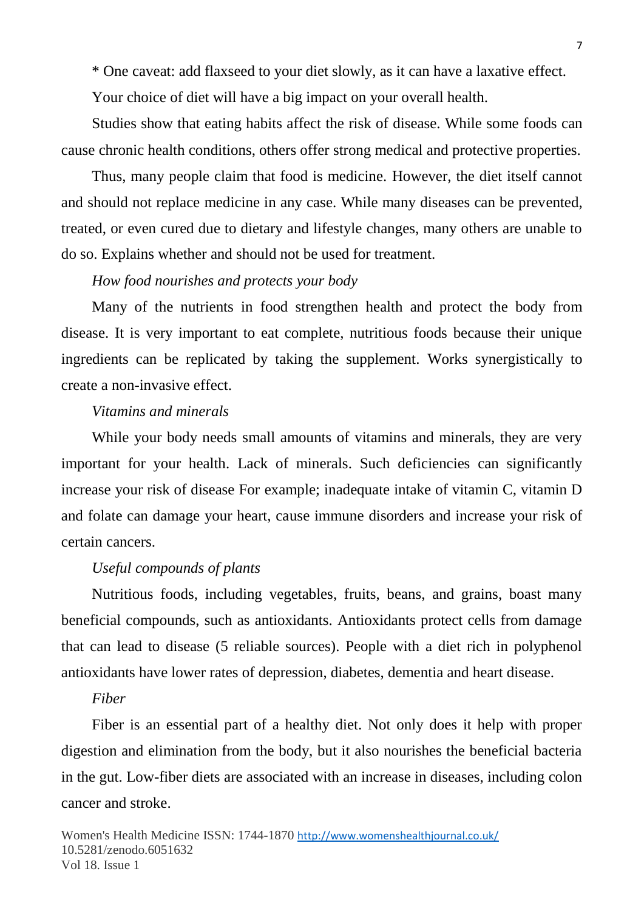* One caveat: add flaxseed to your diet slowly, as it can have a laxative effect.

Your choice of diet will have a big impact on your overall health.

Studies show that eating habits affect the risk of disease. While some foods can cause chronic health conditions, others offer strong medical and protective properties.

Thus, many people claim that food is medicine. However, the diet itself cannot and should not replace medicine in any case. While many diseases can be prevented, treated, or even cured due to dietary and lifestyle changes, many others are unable to do so. Explains whether and should not be used for treatment.

*How food nourishes and protects your body*

Many of the nutrients in food strengthen health and protect the body from disease. It is very important to eat complete, nutritious foods because their unique ingredients can be replicated by taking the supplement. Works synergistically to create a non-invasive effect.

*Vitamins and minerals*

While your body needs small amounts of vitamins and minerals, they are very important for your health. Lack of minerals. Such deficiencies can significantly increase your risk of disease For example; inadequate intake of vitamin C, vitamin D and folate can damage your heart, cause immune disorders and increase your risk of certain cancers.

*Useful compounds of plants*

Nutritious foods, including vegetables, fruits, beans, and grains, boast many beneficial compounds, such as antioxidants. Antioxidants protect cells from damage that can lead to disease (5 reliable sources). People with a diet rich in polyphenol antioxidants have lower rates of depression, diabetes, dementia and heart disease.

*Fiber*

Fiber is an essential part of a healthy diet. Not only does it help with proper digestion and elimination from the body, but it also nourishes the beneficial bacteria in the gut. Low-fiber diets are associated with an increase in diseases, including colon cancer and stroke.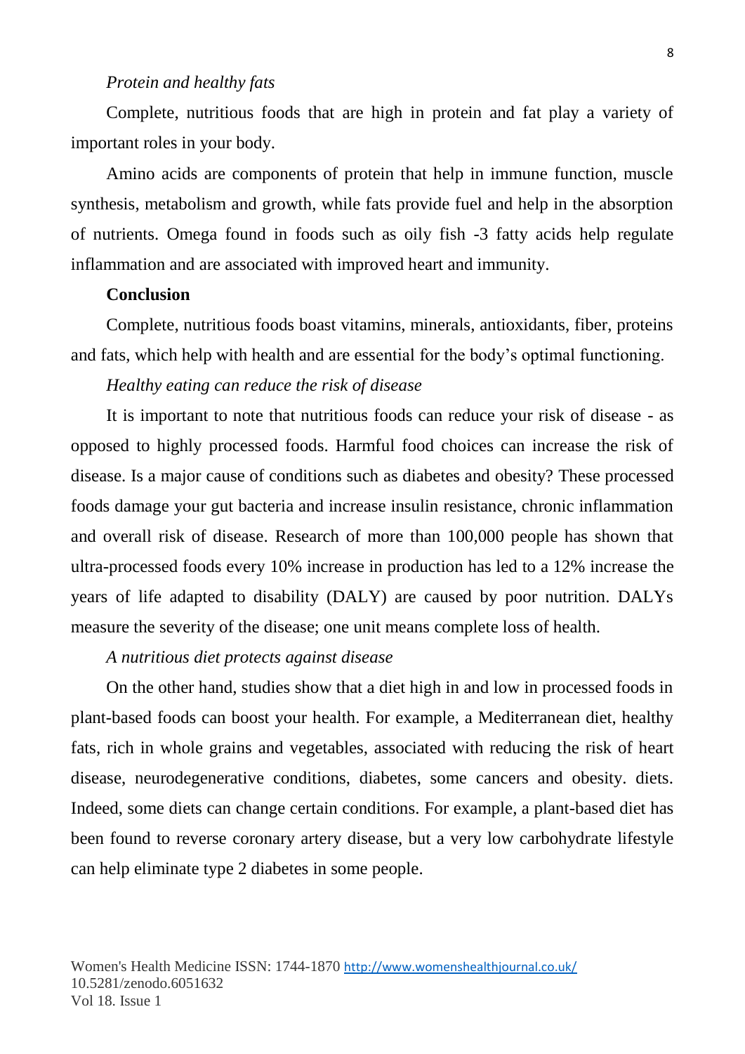*Protein and healthy fats*

Complete, nutritious foods that are high in protein and fat play a variety of important roles in your body.

Amino acids are components of protein that help in immune function, muscle synthesis, metabolism and growth, while fats provide fuel and help in the absorption of nutrients. Omega found in foods such as oily fish -3 fatty acids help regulate inflammation and are associated with improved heart and immunity.

**Conclusion**

Complete, nutritious foods boast vitamins, minerals, antioxidants, fiber, proteins and fats, which help with health and are essential for the body's optimal functioning.

*Healthy eating can reduce the risk of disease*

It is important to note that nutritious foods can reduce your risk of disease - as opposed to highly processed foods. Harmful food choices can increase the risk of disease. Is a major cause of conditions such as diabetes and obesity? These processed foods damage your gut bacteria and increase insulin resistance, chronic inflammation and overall risk of disease. Research of more than 100,000 people has shown that ultra-processed foods every 10% increase in production has led to a 12% increase the years of life adapted to disability (DALY) are caused by poor nutrition. DALYs measure the severity of the disease; one unit means complete loss of health.

*A nutritious diet protects against disease*

On the other hand, studies show that a diet high in and low in processed foods in plant-based foods can boost your health. For example, a Mediterranean diet, healthy fats, rich in whole grains and vegetables, associated with reducing the risk of heart disease, neurodegenerative conditions, diabetes, some cancers and obesity. diets. Indeed, some diets can change certain conditions. For example, a plant-based diet has been found to reverse coronary artery disease, but a very low carbohydrate lifestyle can help eliminate type 2 diabetes in some people.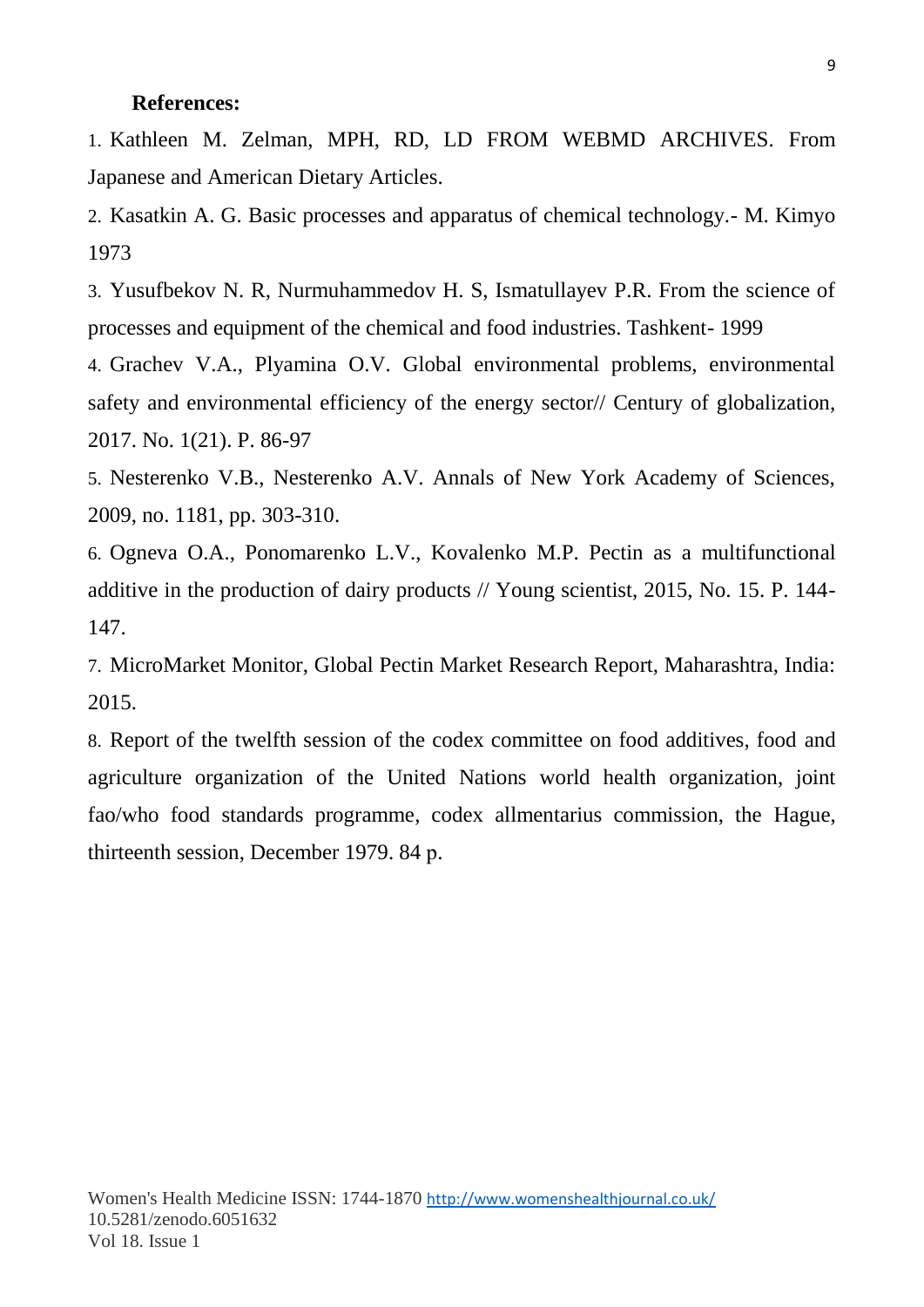**References:**

1. Kathleen M. Zelman, MPH, RD, LD FROM WEBMD ARCHIVES. From Japanese and American Dietary Articles.

2. Kasatkin A. G. Basic processes and apparatus of chemical technology.- M. Kimyo 1973

3. Yusufbekov N. R, Nurmuhammedov H. S, Ismatullayev P.R. From the science of processes and equipment of the chemical and food industries. Tashkent- 1999

4. Grachev V.A., Plyamina O.V. Global environmental problems, environmental safety and environmental efficiency of the energy sector// Century of globalization, 2017. No. 1(21). P. 86-97

5. Nesterenko V.B., Nesterenko A.V. Annals of New York Academy of Sciences, 2009, no. 1181, pp. 303-310.

6. Ogneva O.A., Ponomarenko L.V., Kovalenko M.P. Pectin as a multifunctional additive in the production of dairy products // Young scientist, 2015, No. 15. P. 144-147.

7. MicroMarket Monitor, Global Pectin Market Research Report, Maharashtra, India: 2015.

8. Report of the twelfth session of the codex committee on food additives, food and agriculture organization of the United Nations world health organization, joint fao/who food standards programme, codex allmentarius commission, the Hague, thirteenth session, December 1979. 84 p.